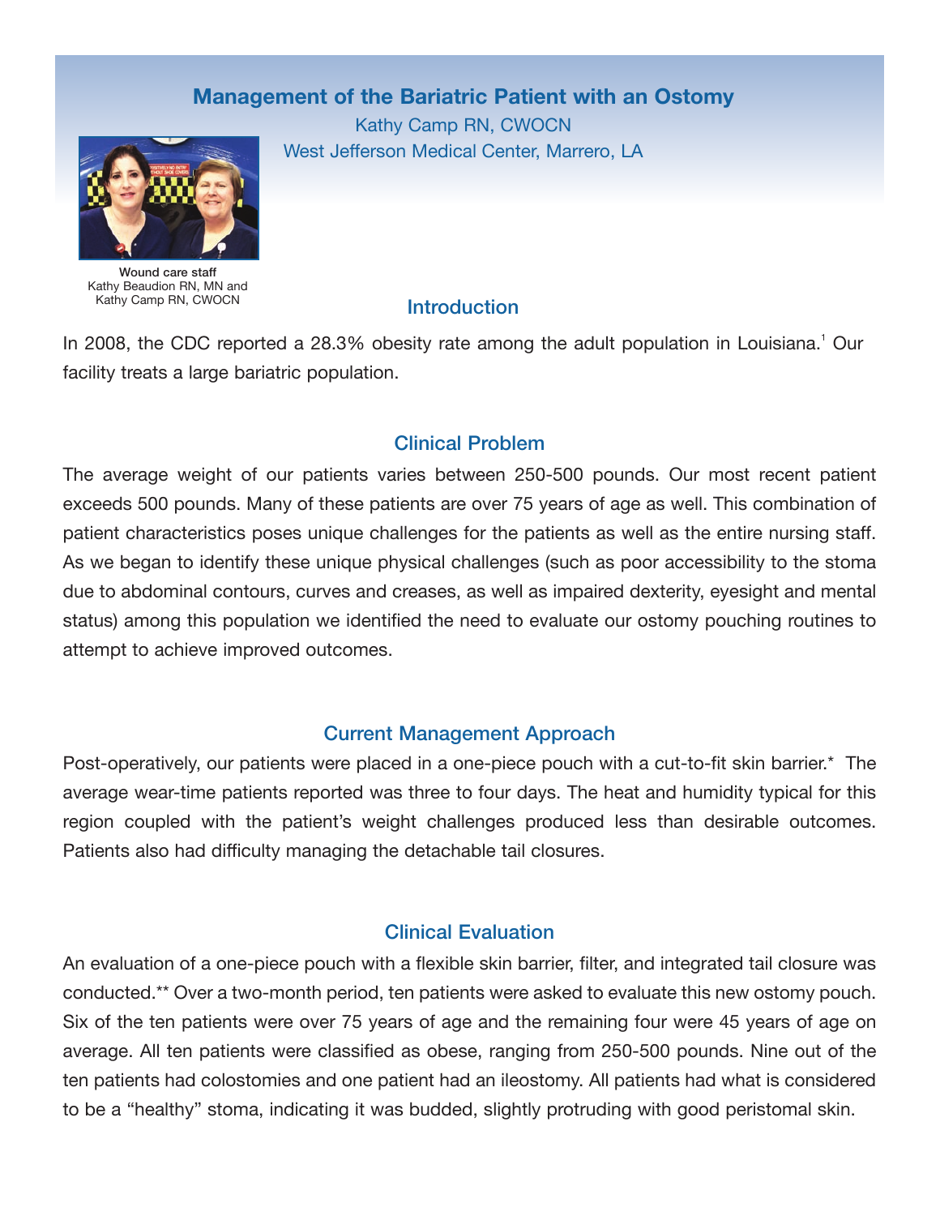# Management of the Bariatric Patient with an Ostomy

Kathy Camp RN, CWOCN
West Jefferson Medical Center, Marrero, LA

**Wound care staff**
Kathy Beaudion RN, MN and
Kathy Camp RN, CWOCN

## Introduction

In 2008, the CDC reported a 28.3% obesity rate among the adult population in Louisiana.[1] Our facility treats a large bariatric population.

## Clinical Problem

The average weight of our patients varies between 250-500 pounds. Our most recent patient exceeds 500 pounds. Many of these patients are over 75 years of age as well. This combination of patient characteristics poses unique challenges for the patients as well as the entire nursing staff. As we began to identify these unique physical challenges (such as poor accessibility to the stoma due to abdominal contours, curves and creases, as well as impaired dexterity, eyesight and mental status) among this population we identified the need to evaluate our ostomy pouching routines to attempt to achieve improved outcomes.

## Current Management Approach

Post-operatively, our patients were placed in a one-piece pouch with a cut-to-fit skin barrier.* The average wear-time patients reported was three to four days. The heat and humidity typical for this region coupled with the patient's weight challenges produced less than desirable outcomes. Patients also had difficulty managing the detachable tail closures.

## Clinical Evaluation

An evaluation of a one-piece pouch with a flexible skin barrier, filter, and integrated tail closure was conducted.** Over a two-month period, ten patients were asked to evaluate this new ostomy pouch. Six of the ten patients were over 75 years of age and the remaining four were 45 years of age on average. All ten patients were classified as obese, ranging from 250-500 pounds. Nine out of the ten patients had colostomies and one patient had an ileostomy. All patients had what is considered to be a "healthy" stoma, indicating it was budded, slightly protruding with good peristomal skin.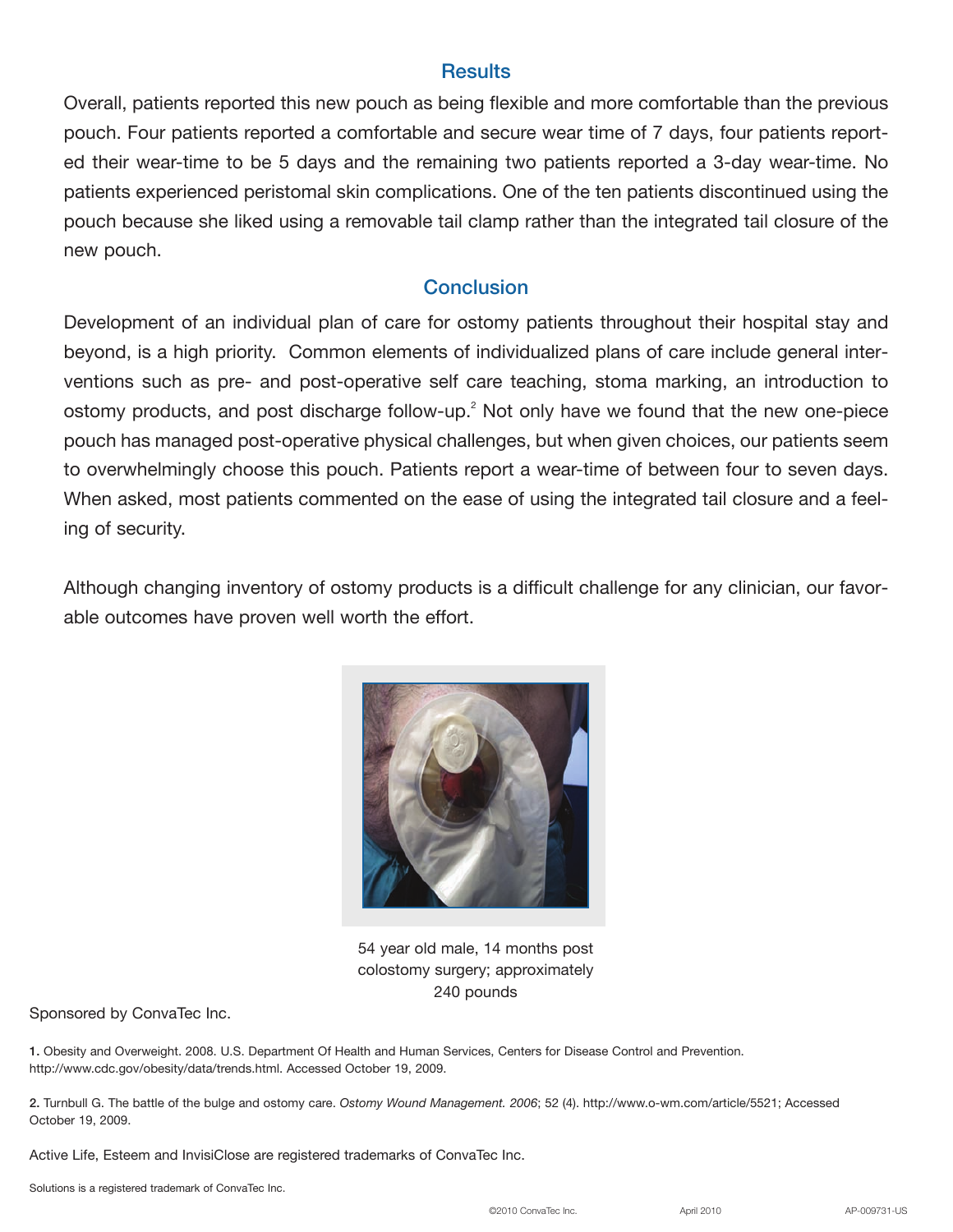## Results

Overall, patients reported this new pouch as being flexible and more comfortable than the previous pouch. Four patients reported a comfortable and secure wear time of 7 days, four patients reported their wear-time to be 5 days and the remaining two patients reported a 3-day wear-time. No patients experienced peristomal skin complications. One of the ten patients discontinued using the pouch because she liked using a removable tail clamp rather than the integrated tail closure of the new pouch.

## Conclusion

Development of an individual plan of care for ostomy patients throughout their hospital stay and beyond, is a high priority. Common elements of individualized plans of care include general interventions such as pre- and post-operative self care teaching, stoma marking, an introduction to ostomy products, and post discharge follow-up.[2] Not only have we found that the new one-piece pouch has managed post-operative physical challenges, but when given choices, our patients seem to overwhelmingly choose this pouch. Patients report a wear-time of between four to seven days. When asked, most patients commented on the ease of using the integrated tail closure and a feeling of security.

Although changing inventory of ostomy products is a difficult challenge for any clinician, our favorable outcomes have proven well worth the effort.

54 year old male, 14 months post colostomy surgery; approximately 240 pounds

Sponsored by ConvaTec Inc.

**1.** Obesity and Overweight. 2008. U.S. Department Of Health and Human Services, Centers for Disease Control and Prevention. http://www.cdc.gov/obesity/data/trends.html. Accessed October 19, 2009.

**2.** Turnbull G. The battle of the bulge and ostomy care. *Ostomy Wound Management. 2006*; 52 (4). http://www.o-wm.com/article/5521; Accessed October 19, 2009.

Active Life, Esteem and InvisiClose are registered trademarks of ConvaTec Inc.

Solutions is a registered trademark of ConvaTec Inc.

©2010 ConvaTec Inc. April 2010 AP-009731-US